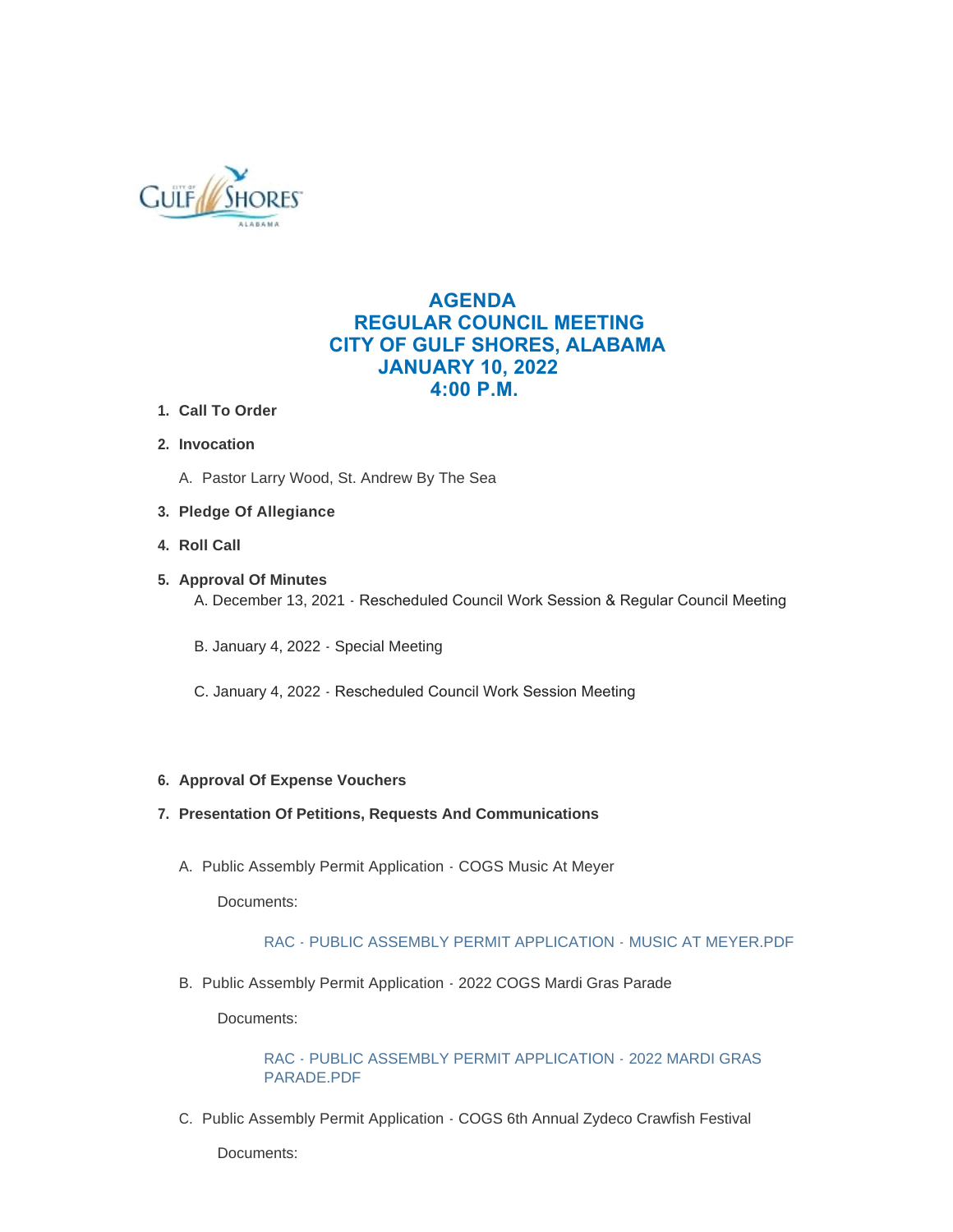# AGENDA
# REGULAR COUNCIL MEETING
# CITY OF GULF SHORES, ALABAMA
# JANUARY 10, 2022
# 4:00 P.M.

1. **Call To Order**
2. **Invocation**
   A. Pastor Larry Wood, St. Andrew By The Sea
3. **Pledge Of Allegiance**
4. **Roll Call**
5. **Approval Of Minutes**
   A. December 13, 2021 - Rescheduled Council Work Session & Regular Council Meeting

   B. January 4, 2022 - Special Meeting

   C. January 4, 2022 - Rescheduled Council Work Session Meeting

6. **Approval Of Expense Vouchers**
7. **Presentation Of Petitions, Requests And Communications**

   A. Public Assembly Permit Application - COGS Music At Meyer

      Documents:

      RAC - PUBLIC ASSEMBLY PERMIT APPLICATION - MUSIC AT MEYER.PDF

   B. Public Assembly Permit Application - 2022 COGS Mardi Gras Parade

      Documents:

      RAC - PUBLIC ASSEMBLY PERMIT APPLICATION - 2022 MARDI GRAS PARADE.PDF

   C. Public Assembly Permit Application - COGS 6th Annual Zydeco Crawfish Festival

      Documents: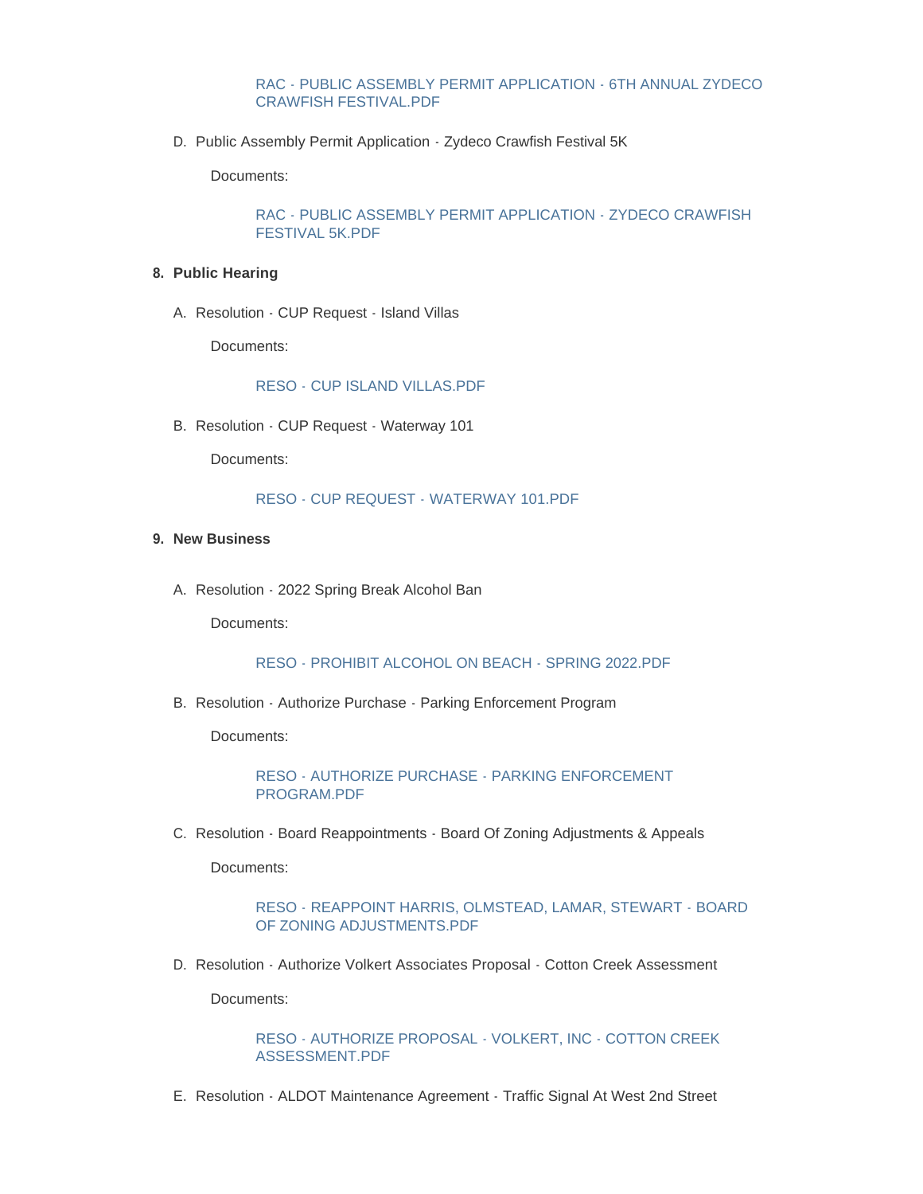RAC - PUBLIC ASSEMBLY PERMIT APPLICATION - 6TH ANNUAL ZYDECO CRAWFISH FESTIVAL.PDF

D. Public Assembly Permit Application - Zydeco Crawfish Festival 5K

Documents:

RAC - PUBLIC ASSEMBLY PERMIT APPLICATION - ZYDECO CRAWFISH FESTIVAL 5K.PDF

8. **Public Hearing**

A. Resolution - CUP Request - Island Villas

Documents:

RESO - CUP ISLAND VILLAS.PDF

B. Resolution - CUP Request - Waterway 101

Documents:

RESO - CUP REQUEST - WATERWAY 101.PDF

9. **New Business**

A. Resolution - 2022 Spring Break Alcohol Ban

Documents:

RESO - PROHIBIT ALCOHOL ON BEACH - SPRING 2022.PDF

B. Resolution - Authorize Purchase - Parking Enforcement Program

Documents:

RESO - AUTHORIZE PURCHASE - PARKING ENFORCEMENT PROGRAM.PDF

C. Resolution - Board Reappointments - Board Of Zoning Adjustments & Appeals

Documents:

RESO - REAPPOINT HARRIS, OLMSTEAD, LAMAR, STEWART - BOARD OF ZONING ADJUSTMENTS.PDF

D. Resolution - Authorize Volkert Associates Proposal - Cotton Creek Assessment

Documents:

RESO - AUTHORIZE PROPOSAL - VOLKERT, INC - COTTON CREEK ASSESSMENT.PDF

E. Resolution - ALDOT Maintenance Agreement - Traffic Signal At West 2nd Street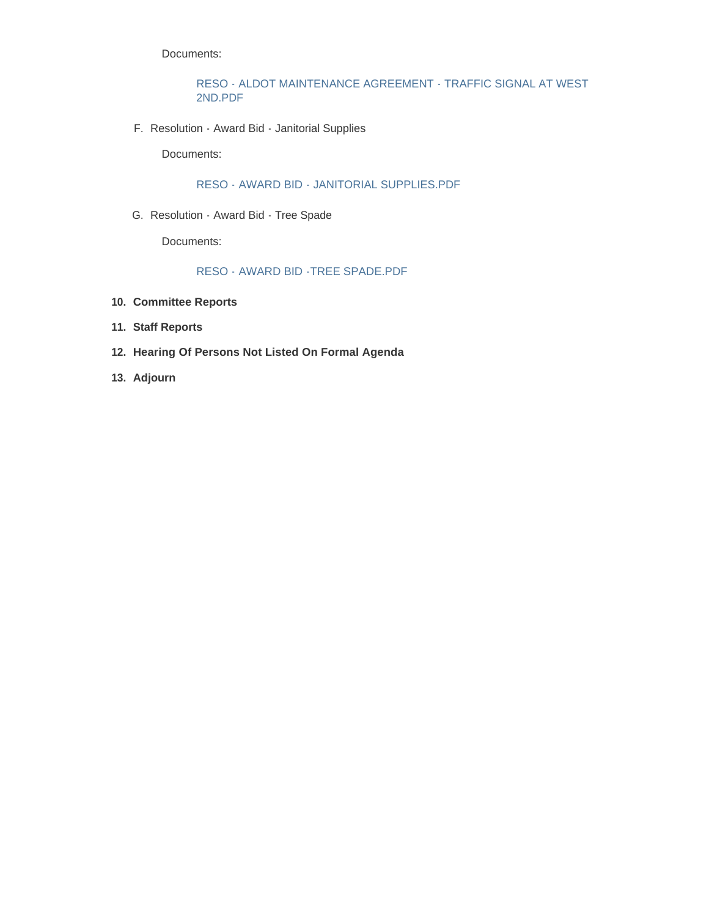Documents:

RESO - ALDOT MAINTENANCE AGREEMENT - TRAFFIC SIGNAL AT WEST 2ND.PDF

F. Resolution - Award Bid - Janitorial Supplies

Documents:

RESO - AWARD BID - JANITORIAL SUPPLIES.PDF

G. Resolution - Award Bid - Tree Spade

Documents:

RESO - AWARD BID -TREE SPADE.PDF

10. **Committee Reports**
11. **Staff Reports**
12. **Hearing Of Persons Not Listed On Formal Agenda**
13. **Adjourn**